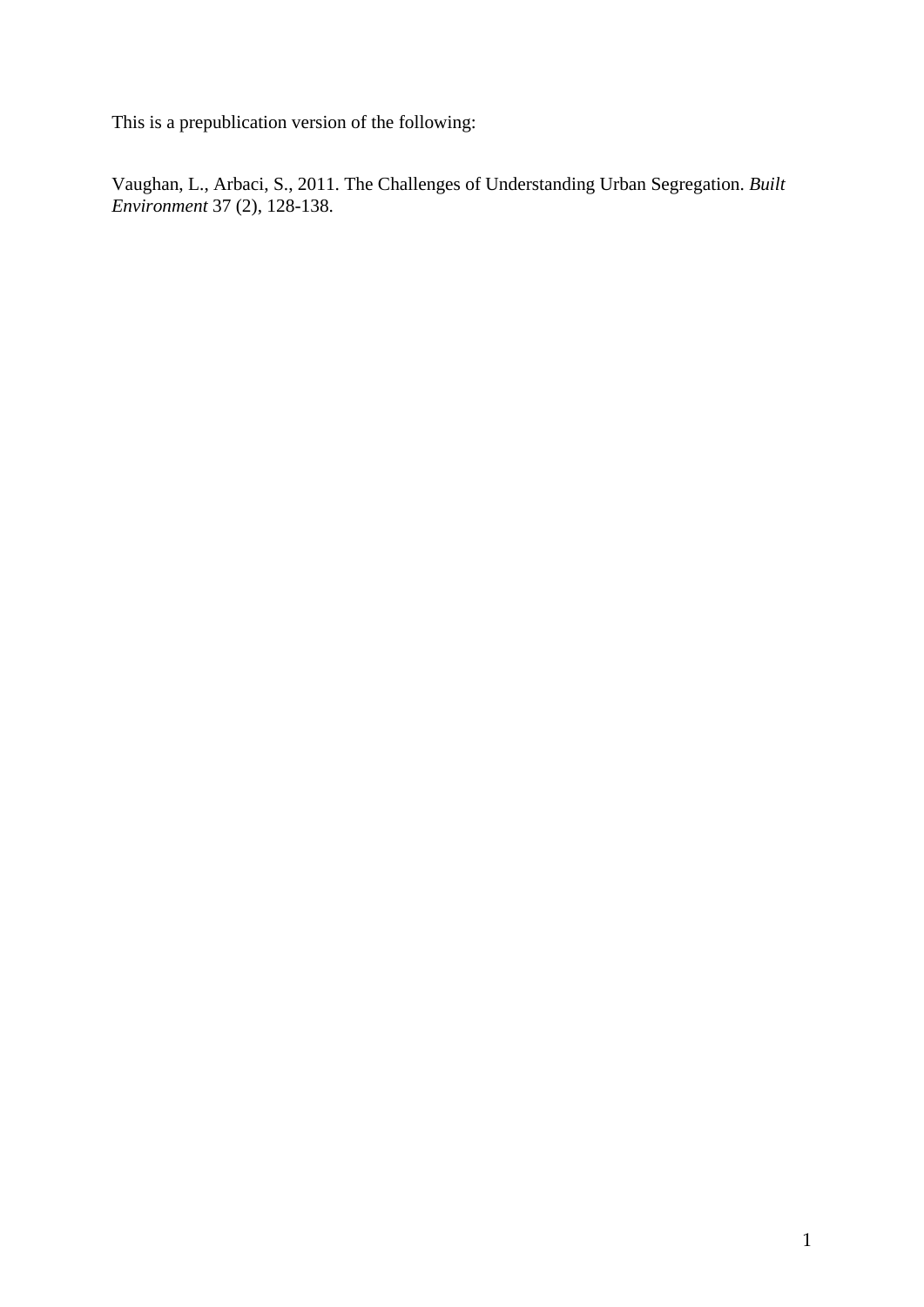This is a prepublication version of the following:

Vaughan, L., Arbaci, S., 2011. The Challenges of Understanding Urban Segregation. *Built Environment* 37 (2), 128-138.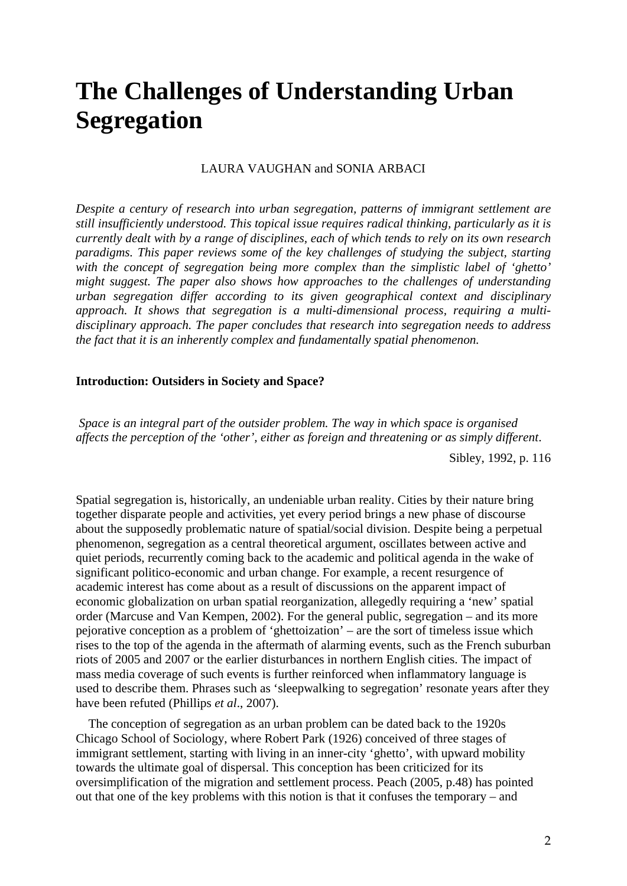# The Challenges of Understanding Urban Segregation

LAURA VAUGHAN and SONIA ARBACI

*Despite a century of research into urban segregation, patterns of immigrant settlement are still insufficiently understood. This topical issue requires radical thinking, particularly as it is currently dealt with by a range of disciplines, each of which tends to rely on its own research paradigms. This paper reviews some of the key challenges of studying the subject, starting with the concept of segregation being more complex than the simplistic label of 'ghetto' might suggest. The paper also shows how approaches to the challenges of understanding urban segregation differ according to its given geographical context and disciplinary approach. It shows that segregation is a multi-dimensional process, requiring a multi-disciplinary approach. The paper concludes that research into segregation needs to address the fact that it is an inherently complex and fundamentally spatial phenomenon.*

**Introduction: Outsiders in Society and Space?**

*Space is an integral part of the outsider problem. The way in which space is organised affects the perception of the 'other', either as foreign and threatening or as simply different.*

Sibley, 1992, p. 116

Spatial segregation is, historically, an undeniable urban reality. Cities by their nature bring together disparate people and activities, yet every period brings a new phase of discourse about the supposedly problematic nature of spatial/social division. Despite being a perpetual phenomenon, segregation as a central theoretical argument, oscillates between active and quiet periods, recurrently coming back to the academic and political agenda in the wake of significant politico-economic and urban change. For example, a recent resurgence of academic interest has come about as a result of discussions on the apparent impact of economic globalization on urban spatial reorganization, allegedly requiring a 'new' spatial order (Marcuse and Van Kempen, 2002). For the general public, segregation – and its more pejorative conception as a problem of 'ghettoization' – are the sort of timeless issue which rises to the top of the agenda in the aftermath of alarming events, such as the French suburban riots of 2005 and 2007 or the earlier disturbances in northern English cities. The impact of mass media coverage of such events is further reinforced when inflammatory language is used to describe them. Phrases such as 'sleepwalking to segregation' resonate years after they have been refuted (Phillips *et al*., 2007).

The conception of segregation as an urban problem can be dated back to the 1920s Chicago School of Sociology, where Robert Park (1926) conceived of three stages of immigrant settlement, starting with living in an inner-city 'ghetto', with upward mobility towards the ultimate goal of dispersal. This conception has been criticized for its oversimplification of the migration and settlement process. Peach (2005, p.48) has pointed out that one of the key problems with this notion is that it confuses the temporary – and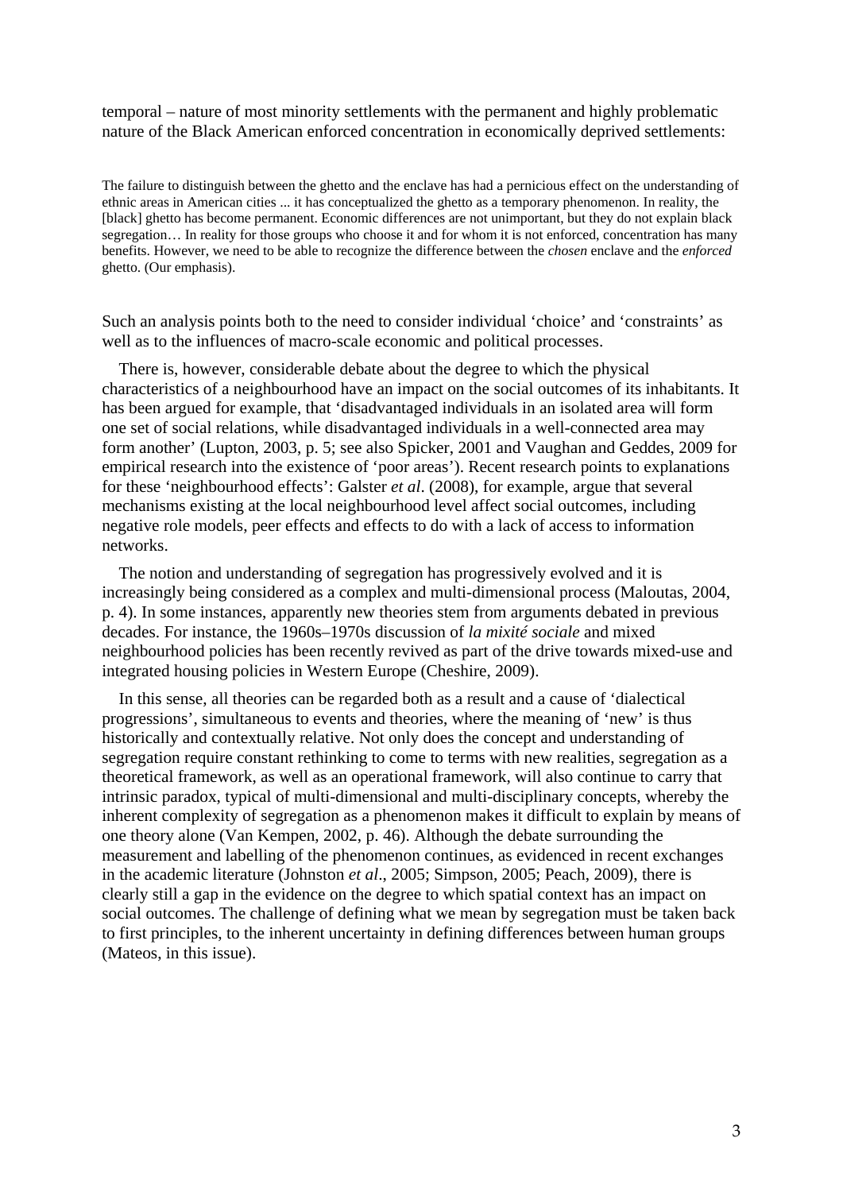temporal – nature of most minority settlements with the permanent and highly problematic nature of the Black American enforced concentration in economically deprived settlements:

> The failure to distinguish between the ghetto and the enclave has had a pernicious effect on the understanding of ethnic areas in American cities ... it has conceptualized the ghetto as a temporary phenomenon. In reality, the [black] ghetto has become permanent. Economic differences are not unimportant, but they do not explain black segregation… In reality for those groups who choose it and for whom it is not enforced, concentration has many benefits. However, we need to be able to recognize the difference between the *chosen* enclave and the *enforced* ghetto. (Our emphasis).

Such an analysis points both to the need to consider individual 'choice' and 'constraints' as well as to the influences of macro-scale economic and political processes.

There is, however, considerable debate about the degree to which the physical characteristics of a neighbourhood have an impact on the social outcomes of its inhabitants. It has been argued for example, that 'disadvantaged individuals in an isolated area will form one set of social relations, while disadvantaged individuals in a well-connected area may form another' (Lupton, 2003, p. 5; see also Spicker, 2001 and Vaughan and Geddes, 2009 for empirical research into the existence of 'poor areas'). Recent research points to explanations for these 'neighbourhood effects': Galster *et al*. (2008), for example, argue that several mechanisms existing at the local neighbourhood level affect social outcomes, including negative role models, peer effects and effects to do with a lack of access to information networks.

The notion and understanding of segregation has progressively evolved and it is increasingly being considered as a complex and multi-dimensional process (Maloutas, 2004, p. 4). In some instances, apparently new theories stem from arguments debated in previous decades. For instance, the 1960s–1970s discussion of *la mixité sociale* and mixed neighbourhood policies has been recently revived as part of the drive towards mixed-use and integrated housing policies in Western Europe (Cheshire, 2009).

In this sense, all theories can be regarded both as a result and a cause of 'dialectical progressions', simultaneous to events and theories, where the meaning of 'new' is thus historically and contextually relative. Not only does the concept and understanding of segregation require constant rethinking to come to terms with new realities, segregation as a theoretical framework, as well as an operational framework, will also continue to carry that intrinsic paradox, typical of multi-dimensional and multi-disciplinary concepts, whereby the inherent complexity of segregation as a phenomenon makes it difficult to explain by means of one theory alone (Van Kempen, 2002, p. 46). Although the debate surrounding the measurement and labelling of the phenomenon continues, as evidenced in recent exchanges in the academic literature (Johnston *et al*., 2005; Simpson, 2005; Peach, 2009), there is clearly still a gap in the evidence on the degree to which spatial context has an impact on social outcomes. The challenge of defining what we mean by segregation must be taken back to first principles, to the inherent uncertainty in defining differences between human groups (Mateos, in this issue).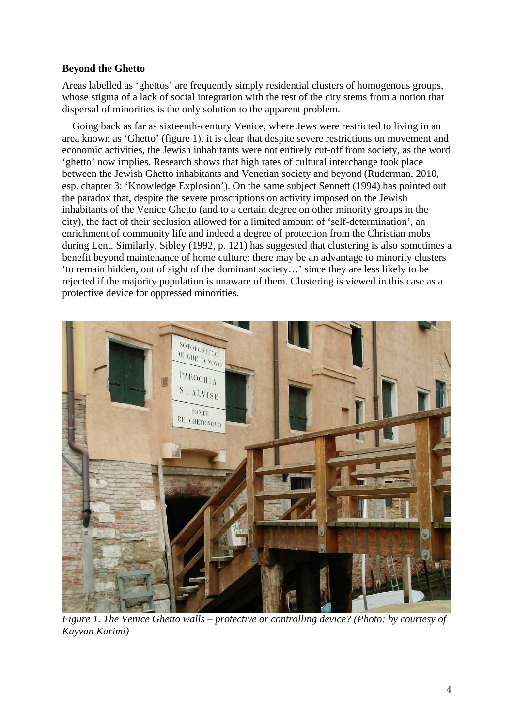**Beyond the Ghetto**

Areas labelled as 'ghettos' are frequently simply residential clusters of homogenous groups, whose stigma of a lack of social integration with the rest of the city stems from a notion that dispersal of minorities is the only solution to the apparent problem.

Going back as far as sixteenth-century Venice, where Jews were restricted to living in an area known as 'Ghetto' (figure 1), it is clear that despite severe restrictions on movement and economic activities, the Jewish inhabitants were not entirely cut-off from society, as the word 'ghetto' now implies. Research shows that high rates of cultural interchange took place between the Jewish Ghetto inhabitants and Venetian society and beyond (Ruderman, 2010, esp. chapter 3: 'Knowledge Explosion'). On the same subject Sennett (1994) has pointed out the paradox that, despite the severe proscriptions on activity imposed on the Jewish inhabitants of the Venice Ghetto (and to a certain degree on other minority groups in the city), the fact of their seclusion allowed for a limited amount of 'self-determination', an enrichment of community life and indeed a degree of protection from the Christian mobs during Lent. Similarly, Sibley (1992, p. 121) has suggested that clustering is also sometimes a benefit beyond maintenance of home culture: there may be an advantage to minority clusters 'to remain hidden, out of sight of the dominant society…' since they are less likely to be rejected if the majority population is unaware of them. Clustering is viewed in this case as a protective device for oppressed minorities.

*Figure 1. The Venice Ghetto walls – protective or controlling device? (Photo: by courtesy of Kayvan Karimi)*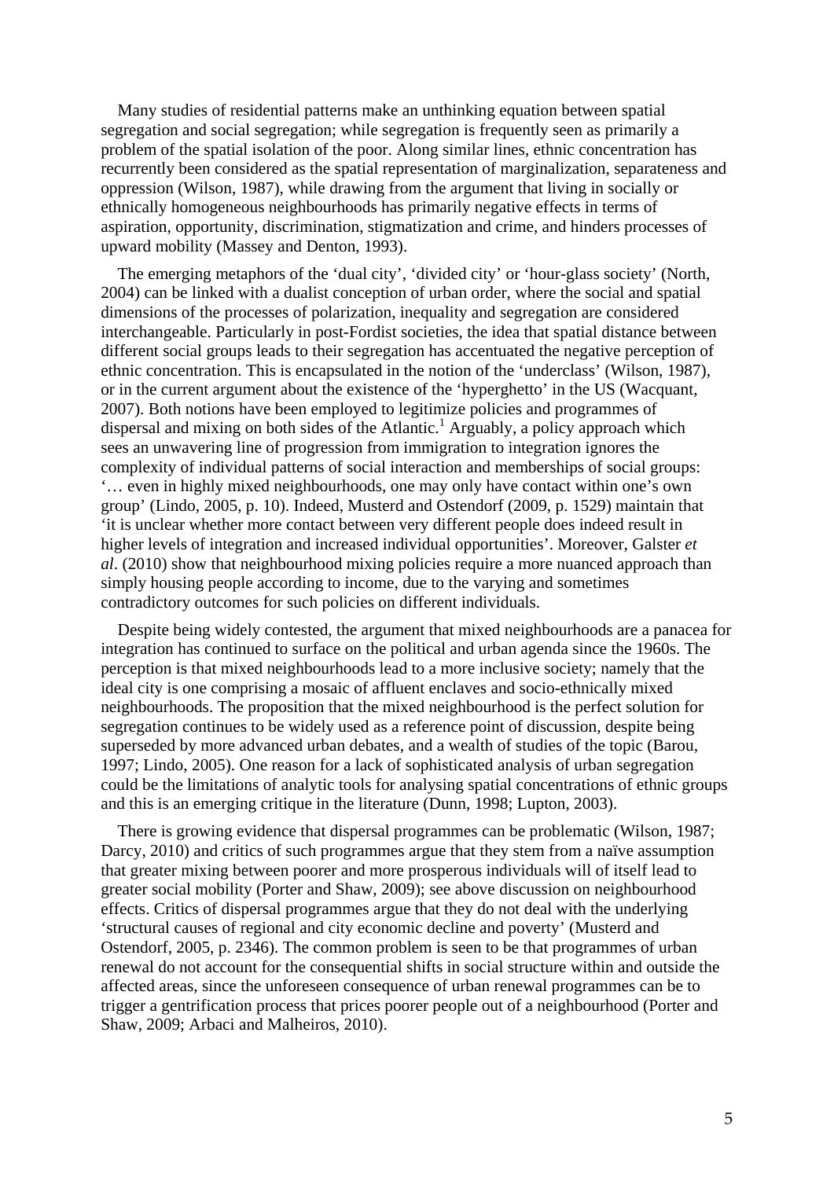Many studies of residential patterns make an unthinking equation between spatial segregation and social segregation; while segregation is frequently seen as primarily a problem of the spatial isolation of the poor. Along similar lines, ethnic concentration has recurrently been considered as the spatial representation of marginalization, separateness and oppression (Wilson, 1987), while drawing from the argument that living in socially or ethnically homogeneous neighbourhoods has primarily negative effects in terms of aspiration, opportunity, discrimination, stigmatization and crime, and hinders processes of upward mobility (Massey and Denton, 1993).

The emerging metaphors of the 'dual city', 'divided city' or 'hour-glass society' (North, 2004) can be linked with a dualist conception of urban order, where the social and spatial dimensions of the processes of polarization, inequality and segregation are considered interchangeable. Particularly in post-Fordist societies, the idea that spatial distance between different social groups leads to their segregation has accentuated the negative perception of ethnic concentration. This is encapsulated in the notion of the 'underclass' (Wilson, 1987), or in the current argument about the existence of the 'hyperghetto' in the US (Wacquant, 2007). Both notions have been employed to legitimize policies and programmes of dispersal and mixing on both sides of the Atlantic.[1] Arguably, a policy approach which sees an unwavering line of progression from immigration to integration ignores the complexity of individual patterns of social interaction and memberships of social groups: '… even in highly mixed neighbourhoods, one may only have contact within one's own group' (Lindo, 2005, p. 10). Indeed, Musterd and Ostendorf (2009, p. 1529) maintain that 'it is unclear whether more contact between very different people does indeed result in higher levels of integration and increased individual opportunities'. Moreover, Galster *et al*. (2010) show that neighbourhood mixing policies require a more nuanced approach than simply housing people according to income, due to the varying and sometimes contradictory outcomes for such policies on different individuals.

Despite being widely contested, the argument that mixed neighbourhoods are a panacea for integration has continued to surface on the political and urban agenda since the 1960s. The perception is that mixed neighbourhoods lead to a more inclusive society; namely that the ideal city is one comprising a mosaic of affluent enclaves and socio-ethnically mixed neighbourhoods. The proposition that the mixed neighbourhood is the perfect solution for segregation continues to be widely used as a reference point of discussion, despite being superseded by more advanced urban debates, and a wealth of studies of the topic (Barou, 1997; Lindo, 2005). One reason for a lack of sophisticated analysis of urban segregation could be the limitations of analytic tools for analysing spatial concentrations of ethnic groups and this is an emerging critique in the literature (Dunn, 1998; Lupton, 2003).

There is growing evidence that dispersal programmes can be problematic (Wilson, 1987; Darcy, 2010) and critics of such programmes argue that they stem from a naïve assumption that greater mixing between poorer and more prosperous individuals will of itself lead to greater social mobility (Porter and Shaw, 2009); see above discussion on neighbourhood effects. Critics of dispersal programmes argue that they do not deal with the underlying 'structural causes of regional and city economic decline and poverty' (Musterd and Ostendorf, 2005, p. 2346). The common problem is seen to be that programmes of urban renewal do not account for the consequential shifts in social structure within and outside the affected areas, since the unforeseen consequence of urban renewal programmes can be to trigger a gentrification process that prices poorer people out of a neighbourhood (Porter and Shaw, 2009; Arbaci and Malheiros, 2010).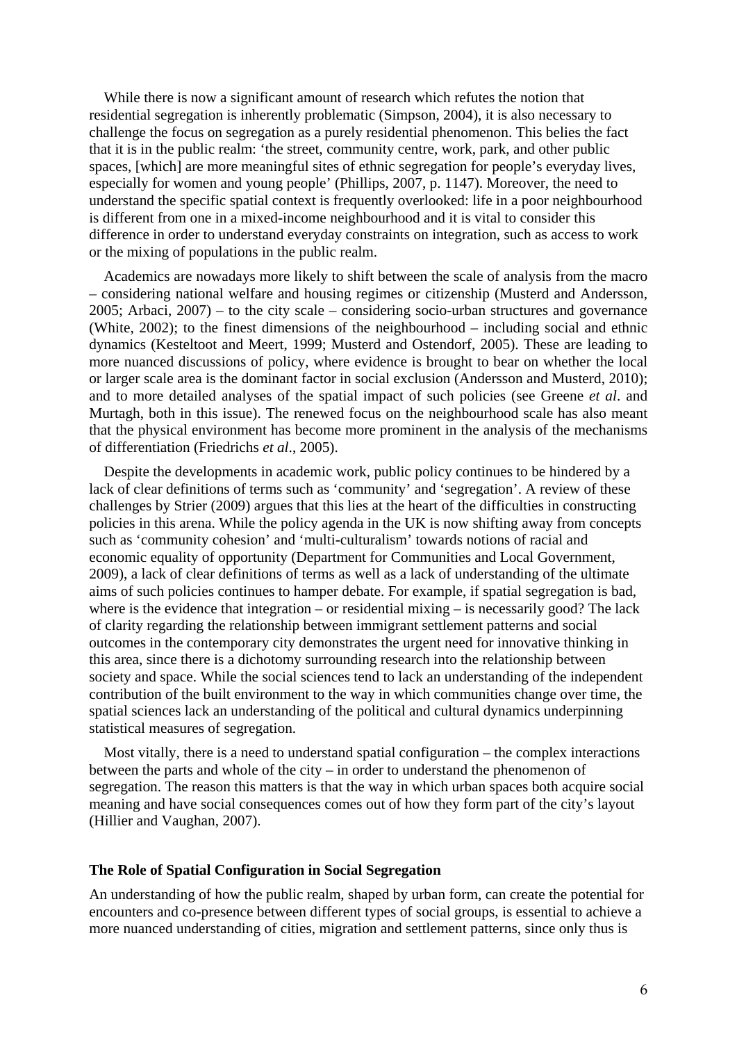While there is now a significant amount of research which refutes the notion that residential segregation is inherently problematic (Simpson, 2004), it is also necessary to challenge the focus on segregation as a purely residential phenomenon. This belies the fact that it is in the public realm: 'the street, community centre, work, park, and other public spaces, [which] are more meaningful sites of ethnic segregation for people's everyday lives, especially for women and young people' (Phillips, 2007, p. 1147). Moreover, the need to understand the specific spatial context is frequently overlooked: life in a poor neighbourhood is different from one in a mixed-income neighbourhood and it is vital to consider this difference in order to understand everyday constraints on integration, such as access to work or the mixing of populations in the public realm.

Academics are nowadays more likely to shift between the scale of analysis from the macro – considering national welfare and housing regimes or citizenship (Musterd and Andersson, 2005; Arbaci, 2007) – to the city scale – considering socio-urban structures and governance (White, 2002); to the finest dimensions of the neighbourhood – including social and ethnic dynamics (Kesteltoot and Meert, 1999; Musterd and Ostendorf, 2005). These are leading to more nuanced discussions of policy, where evidence is brought to bear on whether the local or larger scale area is the dominant factor in social exclusion (Andersson and Musterd, 2010); and to more detailed analyses of the spatial impact of such policies (see Greene *et al*. and Murtagh, both in this issue). The renewed focus on the neighbourhood scale has also meant that the physical environment has become more prominent in the analysis of the mechanisms of differentiation (Friedrichs *et al*., 2005).

Despite the developments in academic work, public policy continues to be hindered by a lack of clear definitions of terms such as 'community' and 'segregation'. A review of these challenges by Strier (2009) argues that this lies at the heart of the difficulties in constructing policies in this arena. While the policy agenda in the UK is now shifting away from concepts such as 'community cohesion' and 'multi-culturalism' towards notions of racial and economic equality of opportunity (Department for Communities and Local Government, 2009), a lack of clear definitions of terms as well as a lack of understanding of the ultimate aims of such policies continues to hamper debate. For example, if spatial segregation is bad, where is the evidence that integration – or residential mixing – is necessarily good? The lack of clarity regarding the relationship between immigrant settlement patterns and social outcomes in the contemporary city demonstrates the urgent need for innovative thinking in this area, since there is a dichotomy surrounding research into the relationship between society and space. While the social sciences tend to lack an understanding of the independent contribution of the built environment to the way in which communities change over time, the spatial sciences lack an understanding of the political and cultural dynamics underpinning statistical measures of segregation.

Most vitally, there is a need to understand spatial configuration – the complex interactions between the parts and whole of the city – in order to understand the phenomenon of segregation. The reason this matters is that the way in which urban spaces both acquire social meaning and have social consequences comes out of how they form part of the city's layout (Hillier and Vaughan, 2007).

## The Role of Spatial Configuration in Social Segregation

An understanding of how the public realm, shaped by urban form, can create the potential for encounters and co-presence between different types of social groups, is essential to achieve a more nuanced understanding of cities, migration and settlement patterns, since only thus is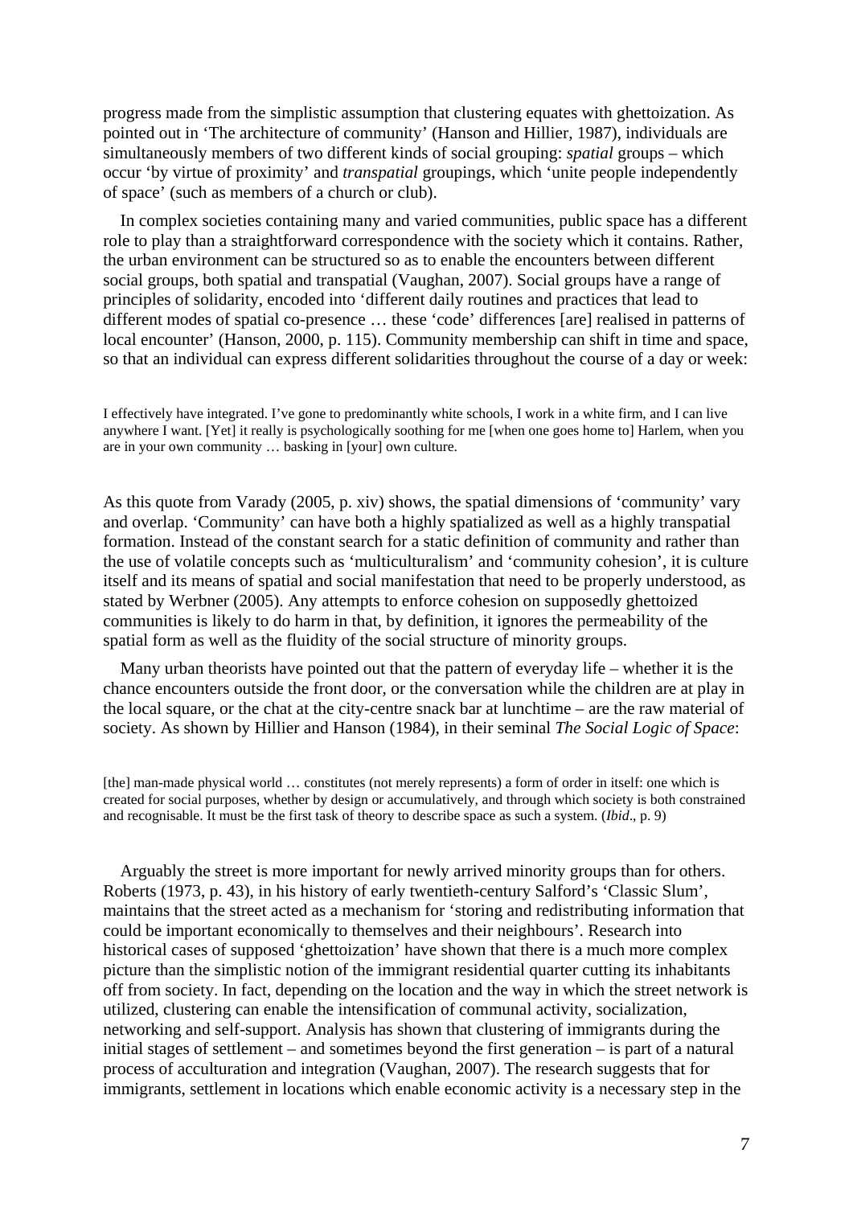progress made from the simplistic assumption that clustering equates with ghettoization. As pointed out in 'The architecture of community' (Hanson and Hillier, 1987), individuals are simultaneously members of two different kinds of social grouping: *spatial* groups – which occur 'by virtue of proximity' and *transpatial* groupings, which 'unite people independently of space' (such as members of a church or club).

In complex societies containing many and varied communities, public space has a different role to play than a straightforward correspondence with the society which it contains. Rather, the urban environment can be structured so as to enable the encounters between different social groups, both spatial and transpatial (Vaughan, 2007). Social groups have a range of principles of solidarity, encoded into 'different daily routines and practices that lead to different modes of spatial co-presence … these 'code' differences [are] realised in patterns of local encounter' (Hanson, 2000, p. 115). Community membership can shift in time and space, so that an individual can express different solidarities throughout the course of a day or week:

> I effectively have integrated. I've gone to predominantly white schools, I work in a white firm, and I can live anywhere I want. [Yet] it really is psychologically soothing for me [when one goes home to] Harlem, when you are in your own community … basking in [your] own culture.

As this quote from Varady (2005, p. xiv) shows, the spatial dimensions of 'community' vary and overlap. 'Community' can have both a highly spatialized as well as a highly transpatial formation. Instead of the constant search for a static definition of community and rather than the use of volatile concepts such as 'multiculturalism' and 'community cohesion', it is culture itself and its means of spatial and social manifestation that need to be properly understood, as stated by Werbner (2005). Any attempts to enforce cohesion on supposedly ghettoized communities is likely to do harm in that, by definition, it ignores the permeability of the spatial form as well as the fluidity of the social structure of minority groups.

Many urban theorists have pointed out that the pattern of everyday life – whether it is the chance encounters outside the front door, or the conversation while the children are at play in the local square, or the chat at the city-centre snack bar at lunchtime – are the raw material of society. As shown by Hillier and Hanson (1984), in their seminal *The Social Logic of Space*:

> [the] man-made physical world … constitutes (not merely represents) a form of order in itself: one which is created for social purposes, whether by design or accumulatively, and through which society is both constrained and recognisable. It must be the first task of theory to describe space as such a system. (*Ibid*., p. 9)

Arguably the street is more important for newly arrived minority groups than for others. Roberts (1973, p. 43), in his history of early twentieth-century Salford's 'Classic Slum', maintains that the street acted as a mechanism for 'storing and redistributing information that could be important economically to themselves and their neighbours'. Research into historical cases of supposed 'ghettoization' have shown that there is a much more complex picture than the simplistic notion of the immigrant residential quarter cutting its inhabitants off from society. In fact, depending on the location and the way in which the street network is utilized, clustering can enable the intensification of communal activity, socialization, networking and self-support. Analysis has shown that clustering of immigrants during the initial stages of settlement – and sometimes beyond the first generation – is part of a natural process of acculturation and integration (Vaughan, 2007). The research suggests that for immigrants, settlement in locations which enable economic activity is a necessary step in the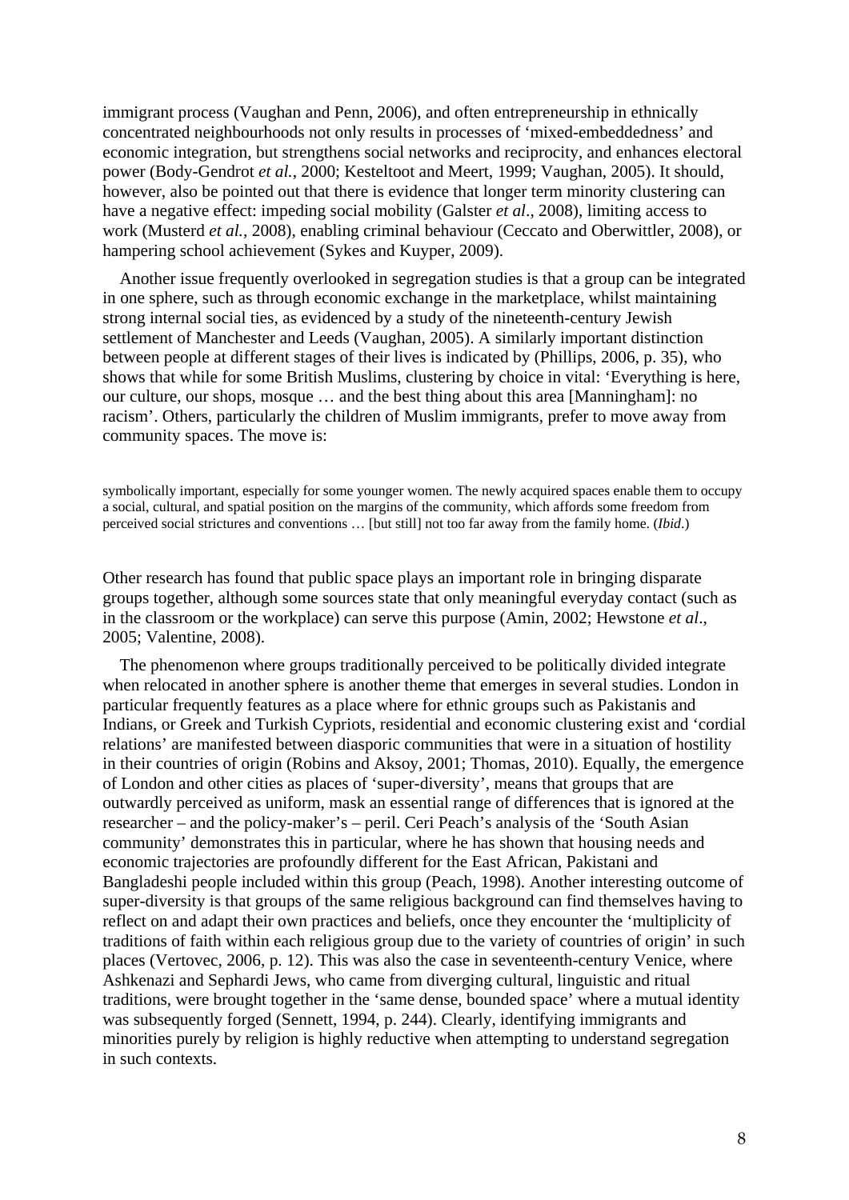immigrant process (Vaughan and Penn, 2006), and often entrepreneurship in ethnically concentrated neighbourhoods not only results in processes of 'mixed-embeddedness' and economic integration, but strengthens social networks and reciprocity, and enhances electoral power (Body-Gendrot *et al.*, 2000; Kesteltoot and Meert, 1999; Vaughan, 2005). It should, however, also be pointed out that there is evidence that longer term minority clustering can have a negative effect: impeding social mobility (Galster *et al*., 2008), limiting access to work (Musterd *et al.*, 2008), enabling criminal behaviour (Ceccato and Oberwittler, 2008), or hampering school achievement (Sykes and Kuyper, 2009).

Another issue frequently overlooked in segregation studies is that a group can be integrated in one sphere, such as through economic exchange in the marketplace, whilst maintaining strong internal social ties, as evidenced by a study of the nineteenth-century Jewish settlement of Manchester and Leeds (Vaughan, 2005). A similarly important distinction between people at different stages of their lives is indicated by (Phillips, 2006, p. 35), who shows that while for some British Muslims, clustering by choice in vital: 'Everything is here, our culture, our shops, mosque … and the best thing about this area [Manningham]: no racism'. Others, particularly the children of Muslim immigrants, prefer to move away from community spaces. The move is:

> symbolically important, especially for some younger women. The newly acquired spaces enable them to occupy a social, cultural, and spatial position on the margins of the community, which affords some freedom from perceived social strictures and conventions … [but still] not too far away from the family home. (*Ibid*.)

Other research has found that public space plays an important role in bringing disparate groups together, although some sources state that only meaningful everyday contact (such as in the classroom or the workplace) can serve this purpose (Amin, 2002; Hewstone *et al*., 2005; Valentine, 2008).

The phenomenon where groups traditionally perceived to be politically divided integrate when relocated in another sphere is another theme that emerges in several studies. London in particular frequently features as a place where for ethnic groups such as Pakistanis and Indians, or Greek and Turkish Cypriots, residential and economic clustering exist and 'cordial relations' are manifested between diasporic communities that were in a situation of hostility in their countries of origin (Robins and Aksoy, 2001; Thomas, 2010). Equally, the emergence of London and other cities as places of 'super-diversity', means that groups that are outwardly perceived as uniform, mask an essential range of differences that is ignored at the researcher – and the policy-maker's – peril. Ceri Peach's analysis of the 'South Asian community' demonstrates this in particular, where he has shown that housing needs and economic trajectories are profoundly different for the East African, Pakistani and Bangladeshi people included within this group (Peach, 1998). Another interesting outcome of super-diversity is that groups of the same religious background can find themselves having to reflect on and adapt their own practices and beliefs, once they encounter the 'multiplicity of traditions of faith within each religious group due to the variety of countries of origin' in such places (Vertovec, 2006, p. 12). This was also the case in seventeenth-century Venice, where Ashkenazi and Sephardi Jews, who came from diverging cultural, linguistic and ritual traditions, were brought together in the 'same dense, bounded space' where a mutual identity was subsequently forged (Sennett, 1994, p. 244). Clearly, identifying immigrants and minorities purely by religion is highly reductive when attempting to understand segregation in such contexts.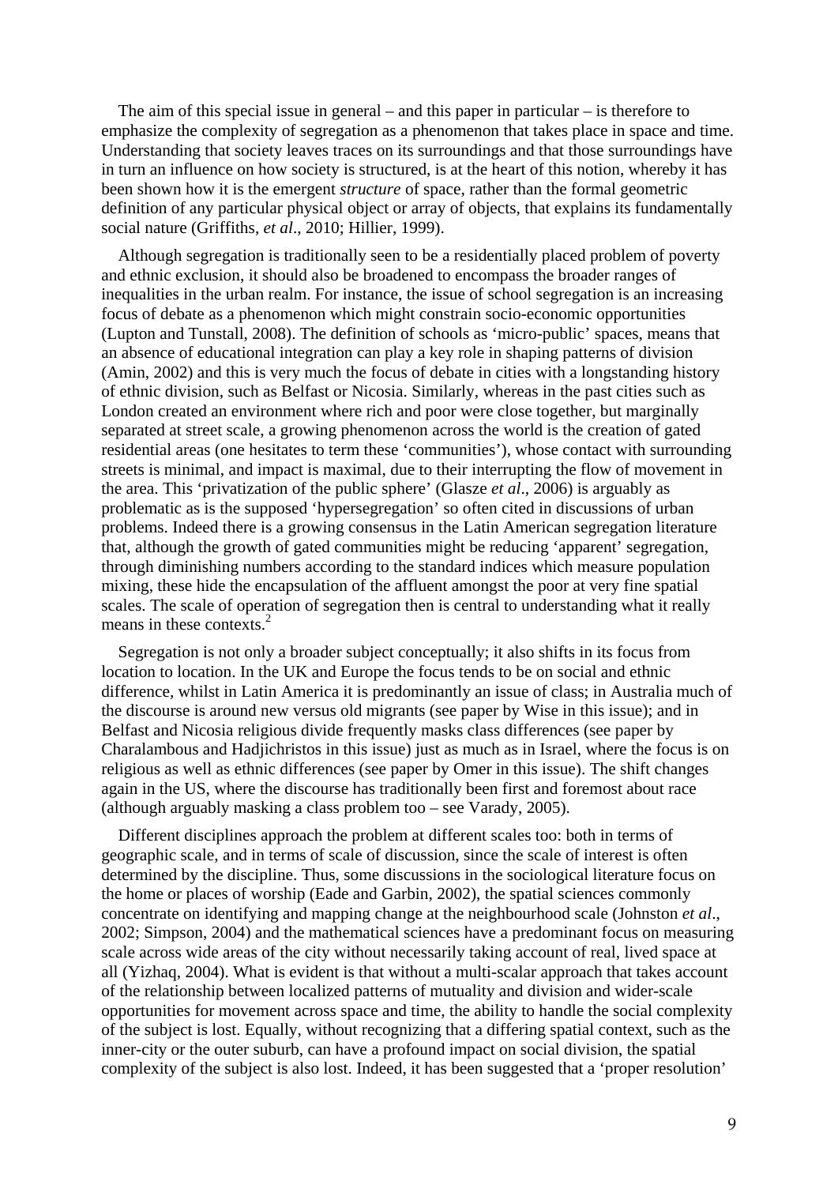The aim of this special issue in general – and this paper in particular – is therefore to emphasize the complexity of segregation as a phenomenon that takes place in space and time. Understanding that society leaves traces on its surroundings and that those surroundings have in turn an influence on how society is structured, is at the heart of this notion, whereby it has been shown how it is the emergent *structure* of space, rather than the formal geometric definition of any particular physical object or array of objects, that explains its fundamentally social nature (Griffiths, *et al*., 2010; Hillier, 1999).

Although segregation is traditionally seen to be a residentially placed problem of poverty and ethnic exclusion, it should also be broadened to encompass the broader ranges of inequalities in the urban realm. For instance, the issue of school segregation is an increasing focus of debate as a phenomenon which might constrain socio-economic opportunities (Lupton and Tunstall, 2008). The definition of schools as 'micro-public' spaces, means that an absence of educational integration can play a key role in shaping patterns of division (Amin, 2002) and this is very much the focus of debate in cities with a longstanding history of ethnic division, such as Belfast or Nicosia. Similarly, whereas in the past cities such as London created an environment where rich and poor were close together, but marginally separated at street scale, a growing phenomenon across the world is the creation of gated residential areas (one hesitates to term these 'communities'), whose contact with surrounding streets is minimal, and impact is maximal, due to their interrupting the flow of movement in the area. This 'privatization of the public sphere' (Glasze *et al*., 2006) is arguably as problematic as is the supposed 'hypersegregation' so often cited in discussions of urban problems. Indeed there is a growing consensus in the Latin American segregation literature that, although the growth of gated communities might be reducing 'apparent' segregation, through diminishing numbers according to the standard indices which measure population mixing, these hide the encapsulation of the affluent amongst the poor at very fine spatial scales. The scale of operation of segregation then is central to understanding what it really means in these contexts.[2]

Segregation is not only a broader subject conceptually; it also shifts in its focus from location to location. In the UK and Europe the focus tends to be on social and ethnic difference, whilst in Latin America it is predominantly an issue of class; in Australia much of the discourse is around new versus old migrants (see paper by Wise in this issue); and in Belfast and Nicosia religious divide frequently masks class differences (see paper by Charalambous and Hadjichristos in this issue) just as much as in Israel, where the focus is on religious as well as ethnic differences (see paper by Omer in this issue). The shift changes again in the US, where the discourse has traditionally been first and foremost about race (although arguably masking a class problem too – see Varady, 2005).

Different disciplines approach the problem at different scales too: both in terms of geographic scale, and in terms of scale of discussion, since the scale of interest is often determined by the discipline. Thus, some discussions in the sociological literature focus on the home or places of worship (Eade and Garbin, 2002), the spatial sciences commonly concentrate on identifying and mapping change at the neighbourhood scale (Johnston *et al*., 2002; Simpson, 2004) and the mathematical sciences have a predominant focus on measuring scale across wide areas of the city without necessarily taking account of real, lived space at all (Yizhaq, 2004). What is evident is that without a multi-scalar approach that takes account of the relationship between localized patterns of mutuality and division and wider-scale opportunities for movement across space and time, the ability to handle the social complexity of the subject is lost. Equally, without recognizing that a differing spatial context, such as the inner-city or the outer suburb, can have a profound impact on social division, the spatial complexity of the subject is also lost. Indeed, it has been suggested that a 'proper resolution'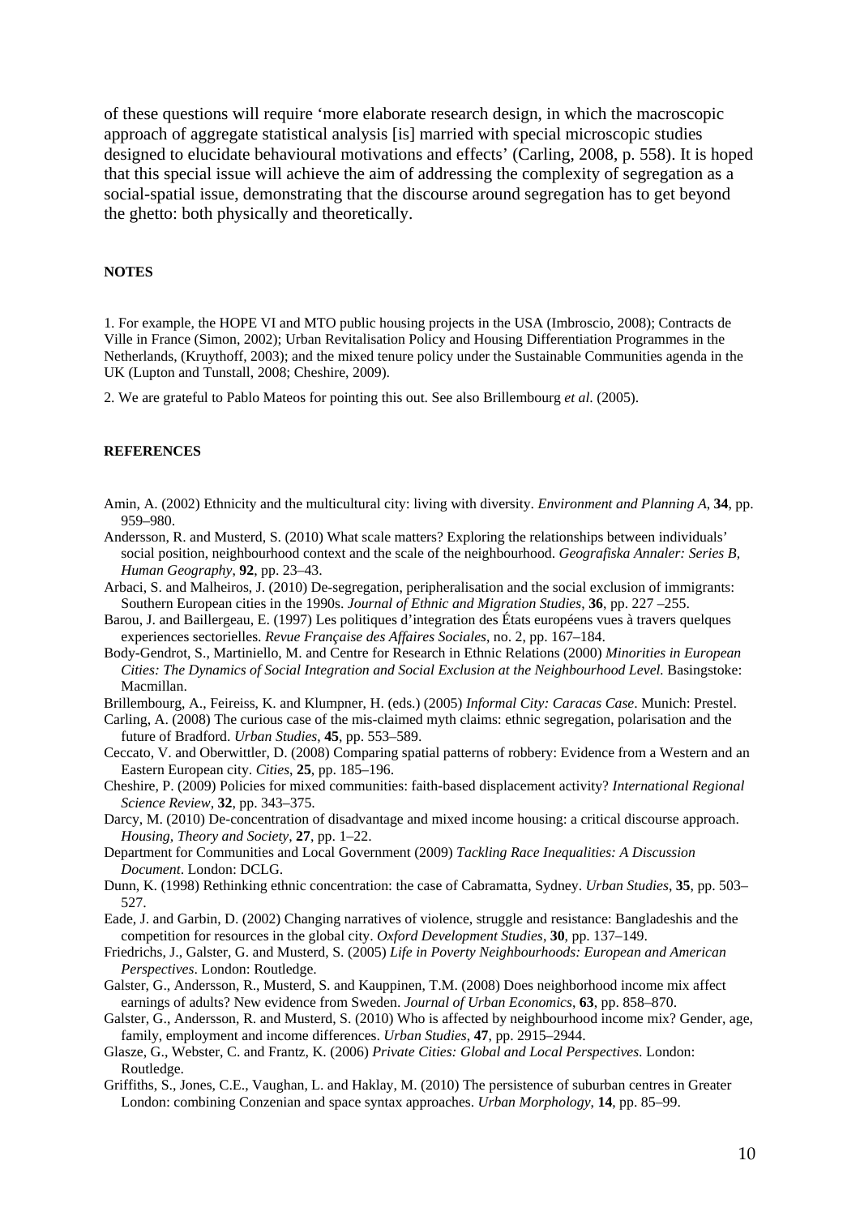of these questions will require 'more elaborate research design, in which the macroscopic approach of aggregate statistical analysis [is] married with special microscopic studies designed to elucidate behavioural motivations and effects' (Carling, 2008, p. 558). It is hoped that this special issue will achieve the aim of addressing the complexity of segregation as a social-spatial issue, demonstrating that the discourse around segregation has to get beyond the ghetto: both physically and theoretically.

**NOTES**

1. For example, the HOPE VI and MTO public housing projects in the USA (Imbroscio, 2008); Contracts de Ville in France (Simon, 2002); Urban Revitalisation Policy and Housing Differentiation Programmes in the Netherlands, (Kruythoff, 2003); and the mixed tenure policy under the Sustainable Communities agenda in the UK (Lupton and Tunstall, 2008; Cheshire, 2009).

2. We are grateful to Pablo Mateos for pointing this out. See also Brillembourg *et al*. (2005).

**REFERENCES**

Amin, A. (2002) Ethnicity and the multicultural city: living with diversity. *Environment and Planning A*, **34**, pp. 959–980.

Andersson, R. and Musterd, S. (2010) What scale matters? Exploring the relationships between individuals' social position, neighbourhood context and the scale of the neighbourhood. *Geografiska Annaler: Series B, Human Geography*, **92**, pp. 23–43.

Arbaci, S. and Malheiros, J. (2010) De-segregation, peripheralisation and the social exclusion of immigrants: Southern European cities in the 1990s. *Journal of Ethnic and Migration Studies*, **36**, pp. 227 –255.

Barou, J. and Baillergeau, E. (1997) Les politiques d'integration des États européens vues à travers quelques experiences sectorielles. *Revue Française des Affaires Sociales*, no. 2, pp. 167–184.

Body-Gendrot, S., Martiniello, M. and Centre for Research in Ethnic Relations (2000) *Minorities in European Cities: The Dynamics of Social Integration and Social Exclusion at the Neighbourhood Level.* Basingstoke: Macmillan.

Brillembourg, A., Feireiss, K. and Klumpner, H. (eds.) (2005) *Informal City: Caracas Case*. Munich: Prestel.

Carling, A. (2008) The curious case of the mis-claimed myth claims: ethnic segregation, polarisation and the future of Bradford. *Urban Studies*, **45**, pp. 553–589.

Ceccato, V. and Oberwittler, D. (2008) Comparing spatial patterns of robbery: Evidence from a Western and an Eastern European city. *Cities*, **25**, pp. 185–196.

Cheshire, P. (2009) Policies for mixed communities: faith-based displacement activity? *International Regional Science Review*, **32**, pp. 343–375.

Darcy, M. (2010) De-concentration of disadvantage and mixed income housing: a critical discourse approach. *Housing, Theory and Society*, **27**, pp. 1–22.

Department for Communities and Local Government (2009) *Tackling Race Inequalities: A Discussion Document*. London: DCLG.

Dunn, K. (1998) Rethinking ethnic concentration: the case of Cabramatta, Sydney. *Urban Studies*, **35**, pp. 503–527.

Eade, J. and Garbin, D. (2002) Changing narratives of violence, struggle and resistance: Bangladeshis and the competition for resources in the global city. *Oxford Development Studies*, **30**, pp. 137–149.

Friedrichs, J., Galster, G. and Musterd, S. (2005) *Life in Poverty Neighbourhoods: European and American Perspectives*. London: Routledge.

Galster, G., Andersson, R., Musterd, S. and Kauppinen, T.M. (2008) Does neighborhood income mix affect earnings of adults? New evidence from Sweden. *Journal of Urban Economics*, **63**, pp. 858–870.

Galster, G., Andersson, R. and Musterd, S. (2010) Who is affected by neighbourhood income mix? Gender, age, family, employment and income differences. *Urban Studies*, **47**, pp. 2915–2944.

Glasze, G., Webster, C. and Frantz, K. (2006) *Private Cities: Global and Local Perspectives.* London: Routledge.

Griffiths, S., Jones, C.E., Vaughan, L. and Haklay, M. (2010) The persistence of suburban centres in Greater London: combining Conzenian and space syntax approaches. *Urban Morphology*, **14**, pp. 85–99.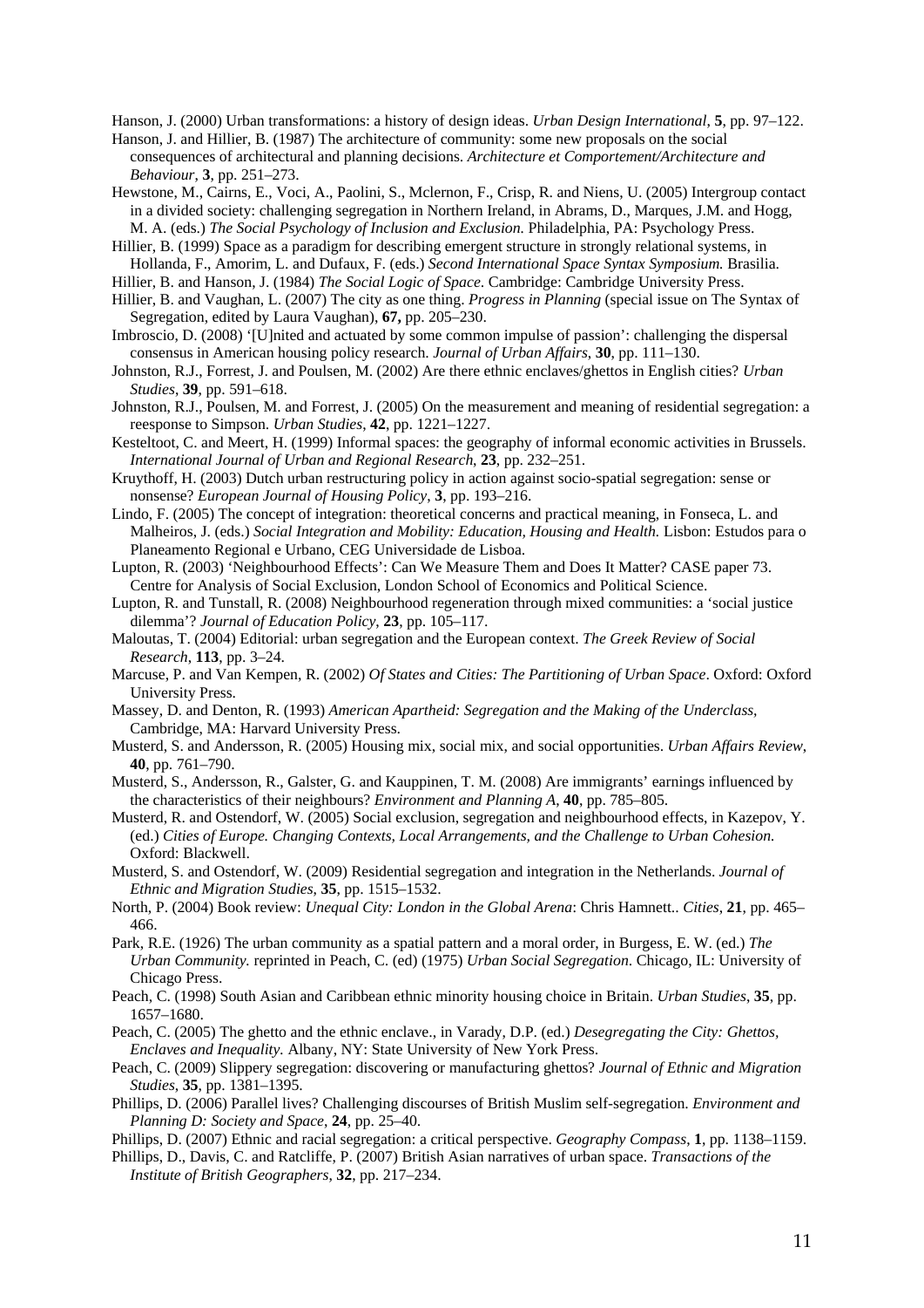Hanson, J. (2000) Urban transformations: a history of design ideas. *Urban Design International*, **5**, pp. 97–122.

Hanson, J. and Hillier, B. (1987) The architecture of community: some new proposals on the social consequences of architectural and planning decisions. *Architecture et Comportement/Architecture and Behaviour*, **3**, pp. 251–273.

Hewstone, M., Cairns, E., Voci, A., Paolini, S., Mclernon, F., Crisp, R. and Niens, U. (2005) Intergroup contact in a divided society: challenging segregation in Northern Ireland, in Abrams, D., Marques, J.M. and Hogg, M. A. (eds.) *The Social Psychology of Inclusion and Exclusion.* Philadelphia, PA: Psychology Press.

Hillier, B. (1999) Space as a paradigm for describing emergent structure in strongly relational systems, in Hollanda, F., Amorim, L. and Dufaux, F. (eds.) *Second International Space Syntax Symposium.* Brasilia.

Hillier, B. and Hanson, J. (1984) *The Social Logic of Space*. Cambridge: Cambridge University Press.

Hillier, B. and Vaughan, L. (2007) The city as one thing. *Progress in Planning* (special issue on The Syntax of Segregation, edited by Laura Vaughan), **67,** pp. 205–230.

Imbroscio, D. (2008) '[U]nited and actuated by some common impulse of passion': challenging the dispersal consensus in American housing policy research. *Journal of Urban Affairs*, **30**, pp. 111–130.

Johnston, R.J., Forrest, J. and Poulsen, M. (2002) Are there ethnic enclaves/ghettos in English cities? *Urban Studies*, **39**, pp. 591–618.

Johnston, R.J., Poulsen, M. and Forrest, J. (2005) On the measurement and meaning of residential segregation: a reesponse to Simpson. *Urban Studies*, **42**, pp. 1221–1227.

Kesteltoot, C. and Meert, H. (1999) Informal spaces: the geography of informal economic activities in Brussels. *International Journal of Urban and Regional Research*, **23**, pp. 232–251.

Kruythoff, H. (2003) Dutch urban restructuring policy in action against socio-spatial segregation: sense or nonsense? *European Journal of Housing Policy*, **3**, pp. 193–216.

Lindo, F. (2005) The concept of integration: theoretical concerns and practical meaning, in Fonseca, L. and Malheiros, J. (eds.) *Social Integration and Mobility: Education, Housing and Health.* Lisbon: Estudos para o Planeamento Regional e Urbano, CEG Universidade de Lisboa.

Lupton, R. (2003) 'Neighbourhood Effects': Can We Measure Them and Does It Matter? CASE paper 73. Centre for Analysis of Social Exclusion, London School of Economics and Political Science.

Lupton, R. and Tunstall, R. (2008) Neighbourhood regeneration through mixed communities: a 'social justice dilemma'? *Journal of Education Policy*, **23**, pp. 105–117.

Maloutas, T. (2004) Editorial: urban segregation and the European context. *The Greek Review of Social Research*, **113**, pp. 3–24.

Marcuse, P. and Van Kempen, R. (2002) *Of States and Cities: The Partitioning of Urban Space*. Oxford: Oxford University Press.

Massey, D. and Denton, R. (1993) *American Apartheid: Segregation and the Making of the Underclass*, Cambridge, MA: Harvard University Press.

Musterd, S. and Andersson, R. (2005) Housing mix, social mix, and social opportunities. *Urban Affairs Review*, **40**, pp. 761–790.

Musterd, S., Andersson, R., Galster, G. and Kauppinen, T. M. (2008) Are immigrants' earnings influenced by the characteristics of their neighbours? *Environment and Planning A*, **40**, pp. 785–805.

Musterd, R. and Ostendorf, W. (2005) Social exclusion, segregation and neighbourhood effects, in Kazepov, Y. (ed.) *Cities of Europe. Changing Contexts, Local Arrangements, and the Challenge to Urban Cohesion.* Oxford: Blackwell.

Musterd, S. and Ostendorf, W. (2009) Residential segregation and integration in the Netherlands. *Journal of Ethnic and Migration Studies*, **35**, pp. 1515–1532.

North, P. (2004) Book review: *Unequal City: London in the Global Arena*: Chris Hamnett.. *Cities*, **21**, pp. 465–466.

Park, R.E. (1926) The urban community as a spatial pattern and a moral order, in Burgess, E. W. (ed.) *The Urban Community.* reprinted in Peach, C. (ed) (1975) *Urban Social Segregation*. Chicago, IL: University of Chicago Press.

Peach, C. (1998) South Asian and Caribbean ethnic minority housing choice in Britain. *Urban Studies*, **35**, pp. 1657–1680.

Peach, C. (2005) The ghetto and the ethnic enclave., in Varady, D.P. (ed.) *Desegregating the City: Ghettos, Enclaves and Inequality.* Albany, NY: State University of New York Press.

Peach, C. (2009) Slippery segregation: discovering or manufacturing ghettos? *Journal of Ethnic and Migration Studies*, **35**, pp. 1381–1395.

Phillips, D. (2006) Parallel lives? Challenging discourses of British Muslim self-segregation. *Environment and Planning D: Society and Space*, **24**, pp. 25–40.

Phillips, D. (2007) Ethnic and racial segregation: a critical perspective. *Geography Compass*, **1**, pp. 1138–1159.

Phillips, D., Davis, C. and Ratcliffe, P. (2007) British Asian narratives of urban space. *Transactions of the Institute of British Geographers*, **32**, pp. 217–234.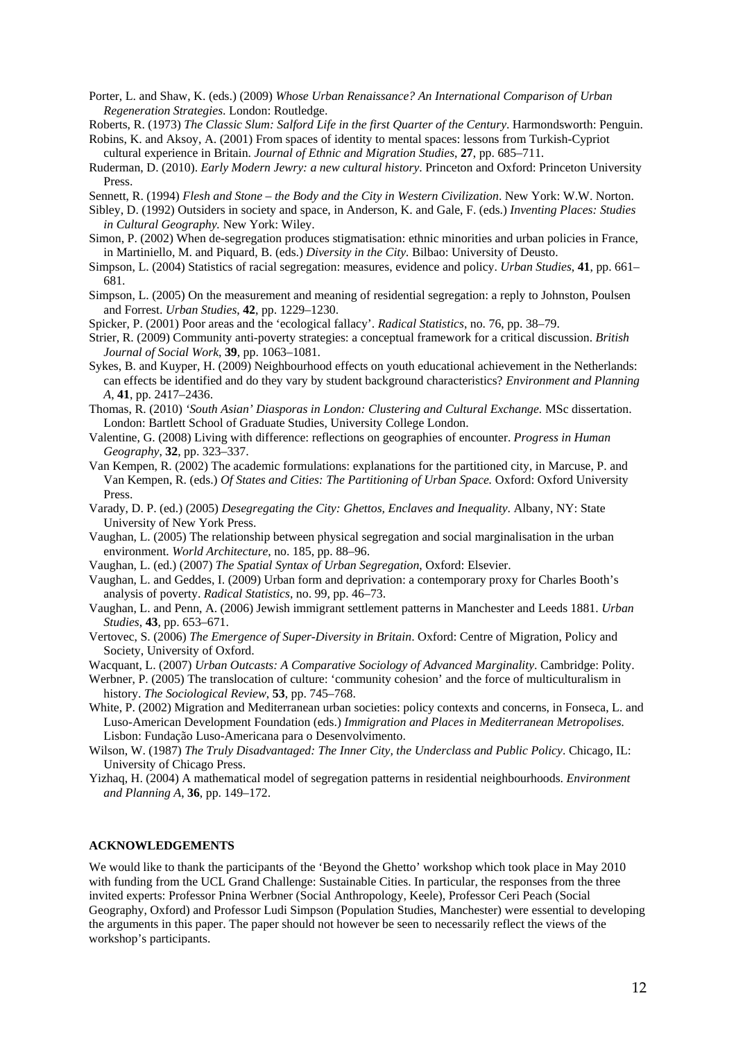Porter, L. and Shaw, K. (eds.) (2009) *Whose Urban Renaissance? An International Comparison of Urban Regeneration Strategies*. London: Routledge.

Roberts, R. (1973) *The Classic Slum: Salford Life in the first Quarter of the Century*. Harmondsworth: Penguin.

Robins, K. and Aksoy, A. (2001) From spaces of identity to mental spaces: lessons from Turkish-Cypriot cultural experience in Britain. *Journal of Ethnic and Migration Studies*, **27**, pp. 685–711.

Ruderman, D. (2010). *Early Modern Jewry: a new cultural history*. Princeton and Oxford: Princeton University Press.

Sennett, R. (1994) *Flesh and Stone – the Body and the City in Western Civilization*. New York: W.W. Norton.

Sibley, D. (1992) Outsiders in society and space, in Anderson, K. and Gale, F. (eds.) *Inventing Places: Studies in Cultural Geography.* New York: Wiley.

Simon, P. (2002) When de-segregation produces stigmatisation: ethnic minorities and urban policies in France, in Martiniello, M. and Piquard, B. (eds.) *Diversity in the City.* Bilbao: University of Deusto.

Simpson, L. (2004) Statistics of racial segregation: measures, evidence and policy. *Urban Studies*, **41**, pp. 661–681.

Simpson, L. (2005) On the measurement and meaning of residential segregation: a reply to Johnston, Poulsen and Forrest. *Urban Studies*, **42**, pp. 1229–1230.

Spicker, P. (2001) Poor areas and the 'ecological fallacy'. *Radical Statistics*, no. 76, pp. 38–79.

Strier, R. (2009) Community anti-poverty strategies: a conceptual framework for a critical discussion. *British Journal of Social Work*, **39**, pp. 1063–1081.

Sykes, B. and Kuyper, H. (2009) Neighbourhood effects on youth educational achievement in the Netherlands: can effects be identified and do they vary by student background characteristics? *Environment and Planning A*, **41**, pp. 2417–2436.

Thomas, R. (2010) *'South Asian' Diasporas in London: Clustering and Cultural Exchange.* MSc dissertation. London: Bartlett School of Graduate Studies, University College London.

Valentine, G. (2008) Living with difference: reflections on geographies of encounter. *Progress in Human Geography*, **32**, pp. 323–337.

Van Kempen, R. (2002) The academic formulations: explanations for the partitioned city, in Marcuse, P. and Van Kempen, R. (eds.) *Of States and Cities: The Partitioning of Urban Space.* Oxford: Oxford University Press.

Varady, D. P. (ed.) (2005) *Desegregating the City: Ghettos, Enclaves and Inequality*. Albany, NY: State University of New York Press.

Vaughan, L. (2005) The relationship between physical segregation and social marginalisation in the urban environment. *World Architecture*, no. 185, pp. 88–96.

Vaughan, L. (ed.) (2007) *The Spatial Syntax of Urban Segregation*, Oxford: Elsevier.

Vaughan, L. and Geddes, I. (2009) Urban form and deprivation: a contemporary proxy for Charles Booth's analysis of poverty. *Radical Statistics*, no. 99, pp. 46–73.

Vaughan, L. and Penn, A. (2006) Jewish immigrant settlement patterns in Manchester and Leeds 1881. *Urban Studies*, **43**, pp. 653–671.

Vertovec, S. (2006) *The Emergence of Super-Diversity in Britain*. Oxford: Centre of Migration, Policy and Society, University of Oxford.

Wacquant, L. (2007) *Urban Outcasts: A Comparative Sociology of Advanced Marginality*. Cambridge: Polity.

Werbner, P. (2005) The translocation of culture: 'community cohesion' and the force of multiculturalism in history. *The Sociological Review*, **53**, pp. 745–768.

White, P. (2002) Migration and Mediterranean urban societies: policy contexts and concerns, in Fonseca, L. and Luso-American Development Foundation (eds.) *Immigration and Places in Mediterranean Metropolises.* Lisbon: Fundação Luso-Americana para o Desenvolvimento.

Wilson, W. (1987) *The Truly Disadvantaged: The Inner City, the Underclass and Public Policy*. Chicago, IL: University of Chicago Press.

Yizhaq, H. (2004) A mathematical model of segregation patterns in residential neighbourhoods. *Environment and Planning A*, **36**, pp. 149–172.

## ACKNOWLEDGEMENTS

We would like to thank the participants of the 'Beyond the Ghetto' workshop which took place in May 2010 with funding from the UCL Grand Challenge: Sustainable Cities. In particular, the responses from the three invited experts: Professor Pnina Werbner (Social Anthropology, Keele), Professor Ceri Peach (Social Geography, Oxford) and Professor Ludi Simpson (Population Studies, Manchester) were essential to developing the arguments in this paper. The paper should not however be seen to necessarily reflect the views of the workshop's participants.